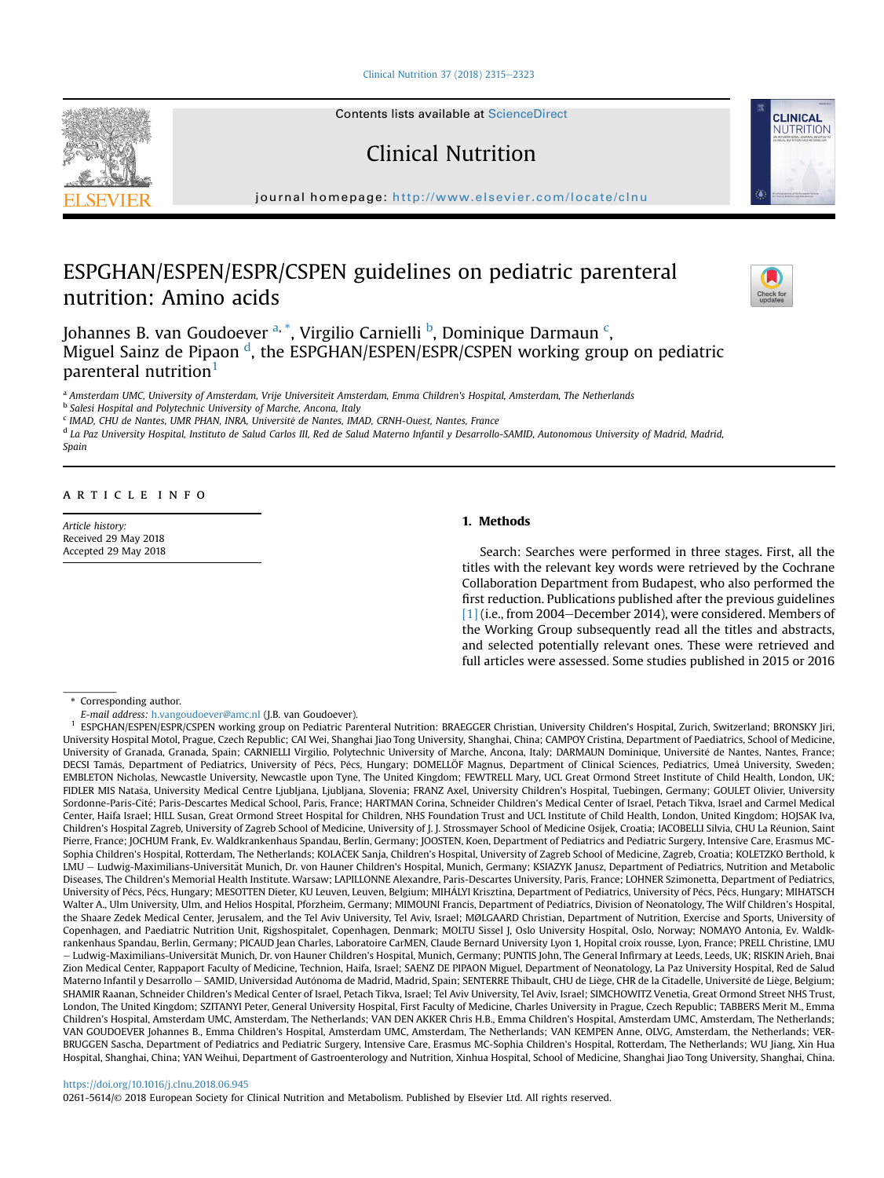# ESPGHAN/ESPEN/ESPR/CSPEN guidelines on pediatric parenteral nutrition: Amino acids

Johannes B. van Goudoever [a,*], Virgilio Carnielli [b], Dominique Darmaun [c], Miguel Sainz de Pipaon [d], the ESPGHAN/ESPEN/ESPR/CSPEN working group on pediatric parenteral nutrition[1]

[a] Amsterdam UMC, University of Amsterdam, Vrije Universiteit Amsterdam, Emma Children's Hospital, Amsterdam, The Netherlands
[b] Salesi Hospital and Polytechnic University of Marche, Ancona, Italy
[c] IMAD, CHU de Nantes, UMR PHAN, INRA, Université de Nantes, IMAD, CRNH-Ouest, Nantes, France
[d] La Paz University Hospital, Instituto de Salud Carlos III, Red de Salud Materno Infantil y Desarrollo-SAMID, Autonomous University of Madrid, Madrid, Spain

ARTICLE INFO

*Article history:*
Received 29 May 2018
Accepted 29 May 2018

## 1. Methods

Search: Searches were performed in three stages. First, all the titles with the relevant key words were retrieved by the Cochrane Collaboration Department from Budapest, who also performed the first reduction. Publications published after the previous guidelines [1] (i.e., from 2004–December 2014), were considered. Members of the Working Group subsequently read all the titles and abstracts, and selected potentially relevant ones. These were retrieved and full articles were assessed. Some studies published in 2015 or 2016

\* Corresponding author.
*E-mail address:* h.vangoudoever@amc.nl (J.B. van Goudoever).

[1] ESPGHAN/ESPEN/ESPR/CSPEN working group on Pediatric Parenteral Nutrition: BRAEGGER Christian, University Children's Hospital, Zurich, Switzerland; BRONSKY Jiri, University Hospital Motol, Prague, Czech Republic; CAI Wei, Shanghai Jiao Tong University, Shanghai, China; CAMPOY Cristina, Department of Paediatrics, School of Medicine, University of Granada, Granada, Spain; CARNIELLI Virgilio, Polytechnic University of Marche, Ancona, Italy; DARMAUN Dominique, Université de Nantes, Nantes, France; DECSI Tamás, Department of Pediatrics, University of Pécs, Pécs, Hungary; DOMELLÖF Magnus, Department of Clinical Sciences, Pediatrics, Umeå University, Sweden; EMBLETON Nicholas, Newcastle University, Newcastle upon Tyne, The United Kingdom; FEWTRELL Mary, UCL Great Ormond Street Institute of Child Health, London, UK; FIDLER MIS Nataša, University Medical Centre Ljubljana, Ljubljana, Slovenia; FRANZ Axel, University Children's Hospital, Tuebingen, Germany; GOULET Olivier, University Sordonne-Paris-Cité; Paris-Descartes Medical School, Paris, France; HARTMAN Corina, Schneider Children's Medical Center of Israel, Petach Tikva, Israel and Carmel Medical Center, Haifa Israel; HILL Susan, Great Ormond Street Hospital for Children, NHS Foundation Trust and UCL Institute of Child Health, London, United Kingdom; HOJSAK Iva, Children's Hospital Zagreb, University of Zagreb School of Medicine, University of J. J. Strossmayer School of Medicine Osijek, Croatia; IACOBELLI Silvia, CHU La Réunion, Saint Pierre, France; JOCHUM Frank, Ev. Waldkrankenhaus Spandau, Berlin, Germany; JOOSTEN, Koen, Department of Pediatrics and Pediatric Surgery, Intensive Care, Erasmus MC-Sophia Children's Hospital, Rotterdam, The Netherlands; KOLAČEK Sanja, Children's Hospital, University of Zagreb School of Medicine, Zagreb, Croatia; KOLETZKO Berthold, k LMU – Ludwig-Maximilians-Universität Munich, Dr. von Hauner Children's Hospital, Munich, Germany; KSIAZYK Janusz, Department of Pediatrics, Nutrition and Metabolic Diseases, The Children's Memorial Health Institute. Warsaw; LAPILLONNE Alexandre, Paris-Descartes University, Paris, France; LOHNER Szimonetta, Department of Pediatrics, University of Pécs, Pécs, Hungary; MESOTTEN Dieter, KU Leuven, Leuven, Belgium; MIHÁLYI Krisztina, Department of Pediatrics, University of Pécs, Pécs, Hungary; MIHATSCH Walter A., Ulm University, Ulm, and Helios Hospital, Pforzheim, Germany; MIMOUNI Francis, Department of Pediatrics, Division of Neonatology, The Wilf Children's Hospital, the Shaare Zedek Medical Center, Jerusalem, and the Tel Aviv University, Tel Aviv, Israel; MØLGAARD Christian, Department of Nutrition, Exercise and Sports, University of Copenhagen, and Paediatric Nutrition Unit, Rigshospitalet, Copenhagen, Denmark; MOLTU Sissel J, Oslo University Hospital, Oslo, Norway; NOMAYO Antonia, Ev. Waldkrankenhaus Spandau, Berlin, Germany; PICAUD Jean Charles, Laboratoire CarMEN, Claude Bernard University Lyon 1, Hopital croix rousse, Lyon, France; PRELL Christine, LMU – Ludwig-Maximilians-Universität Munich, Dr. von Hauner Children's Hospital, Munich, Germany; PUNTIS John, The General Infirmary at Leeds, Leeds, UK; RISKIN Arieh, Bnai Zion Medical Center, Rappaport Faculty of Medicine, Technion, Haifa, Israel; SAENZ DE PIPAON Miguel, Department of Neonatology, La Paz University Hospital, Red de Salud Materno Infantil y Desarrollo – SAMID, Universidad Autónoma de Madrid, Madrid, Spain; SENTERRE Thibault, CHU de Liège, CHR de la Citadelle, Université de Liège, Belgium; SHAMIR Raanan, Schneider Children's Medical Center of Israel, Petach Tikva, Israel; Tel Aviv University, Tel Aviv, Israel; SIMCHOWITZ Venetia, Great Ormond Street NHS Trust, London, The United Kingdom; SZITANYI Peter, General University Hospital, First Faculty of Medicine, Charles University in Prague, Czech Republic; TABBERS Merit M., Emma Children's Hospital, Amsterdam UMC, Amsterdam, The Netherlands; VAN DEN AKKER Chris H.B., Emma Children's Hospital, Amsterdam UMC, Amsterdam, The Netherlands; VAN GOUDOEVER Johannes B., Emma Children's Hospital, Amsterdam UMC, Amsterdam, The Netherlands; VAN KEMPEN Anne, OLVG, Amsterdam, the Netherlands; VERBRUGGEN Sascha, Department of Pediatrics and Pediatric Surgery, Intensive Care, Erasmus MC-Sophia Children's Hospital, Rotterdam, The Netherlands; WU Jiang, Xin Hua Hospital, Shanghai, China; YAN Weihui, Department of Gastroenterology and Nutrition, Xinhua Hospital, School of Medicine, Shanghai Jiao Tong University, Shanghai, China.

https://doi.org/10.1016/j.clnu.2018.06.945
0261-5614/© 2018 European Society for Clinical Nutrition and Metabolism. Published by Elsevier Ltd. All rights reserved.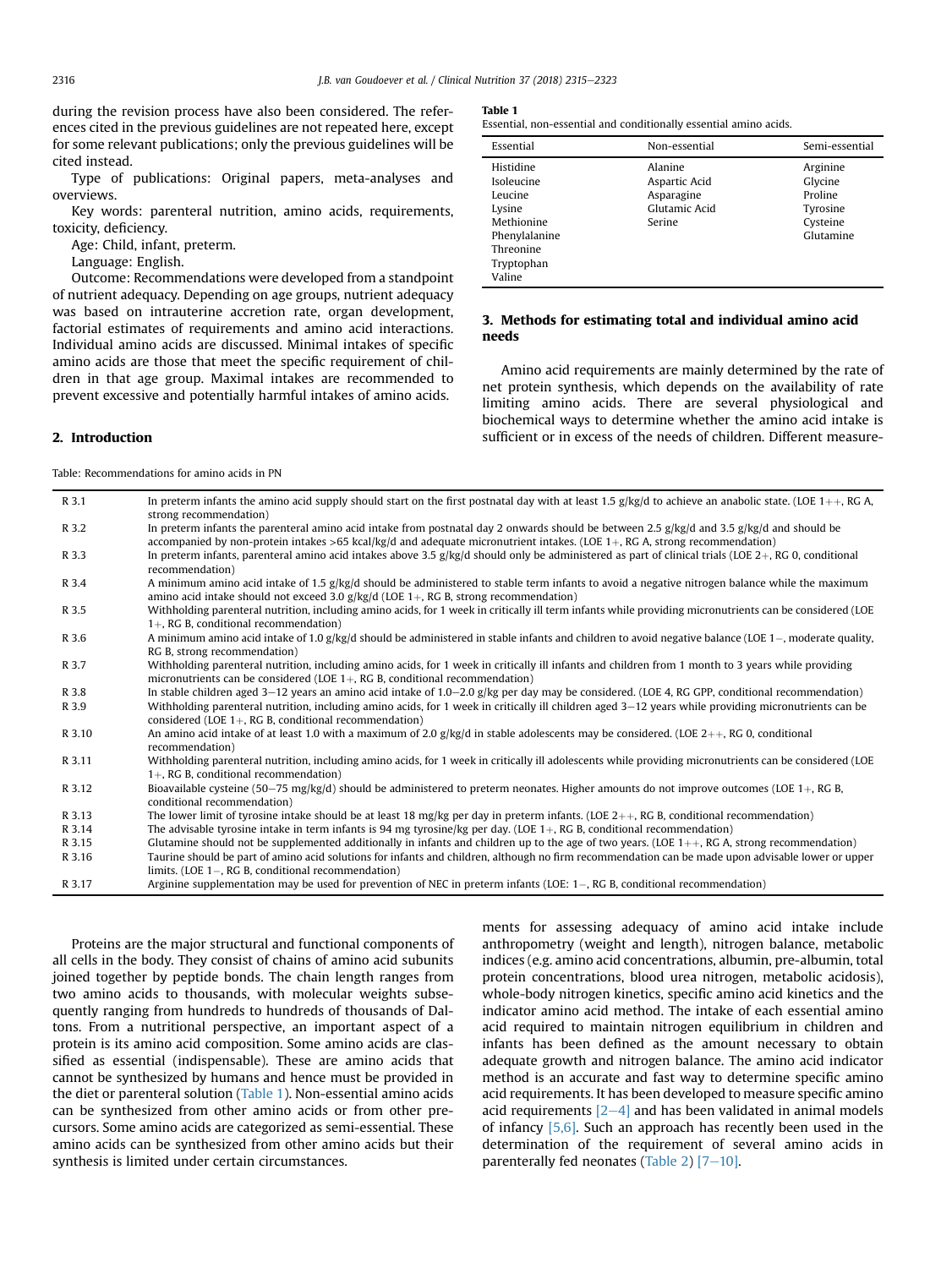during the revision process have also been considered. The references cited in the previous guidelines are not repeated here, except for some relevant publications; only the previous guidelines will be cited instead.

Type of publications: Original papers, meta-analyses and overviews.

Key words: parenteral nutrition, amino acids, requirements, toxicity, deficiency.

Age: Child, infant, preterm.

Language: English.

Outcome: Recommendations were developed from a standpoint of nutrient adequacy. Depending on age groups, nutrient adequacy was based on intrauterine accretion rate, organ development, factorial estimates of requirements and amino acid interactions. Individual amino acids are discussed. Minimal intakes of specific amino acids are those that meet the specific requirement of children in that age group. Maximal intakes are recommended to prevent excessive and potentially harmful intakes of amino acids.

## 2. Introduction

Table: Recommendations for amino acids in PN

| | |
|---|---|
| R 3.1 | In preterm infants the amino acid supply should start on the first postnatal day with at least 1.5 g/kg/d to achieve an anabolic state. (LOE 1++, RG A, strong recommendation) |
| R 3.2 | In preterm infants the parenteral amino acid intake from postnatal day 2 onwards should be between 2.5 g/kg/d and 3.5 g/kg/d and should be accompanied by non-protein intakes >65 kcal/kg/d and adequate micronutrient intakes. (LOE 1+, RG A, strong recommendation) |
| R 3.3 | In preterm infants, parenteral amino acid intakes above 3.5 g/kg/d should only be administered as part of clinical trials (LOE 2+, RG 0, conditional recommendation) |
| R 3.4 | A minimum amino acid intake of 1.5 g/kg/d should be administered to stable term infants to avoid a negative nitrogen balance while the maximum amino acid intake should not exceed 3.0 g/kg/d (LOE 1+, RG B, strong recommendation) |
| R 3.5 | Withholding parenteral nutrition, including amino acids, for 1 week in critically ill term infants while providing micronutrients can be considered (LOE 1+, RG B, conditional recommendation) |
| R 3.6 | A minimum amino acid intake of 1.0 g/kg/d should be administered in stable infants and children to avoid negative balance (LOE 1−, moderate quality, RG B, strong recommendation) |
| R 3.7 | Withholding parenteral nutrition, including amino acids, for 1 week in critically ill infants and children from 1 month to 3 years while providing micronutrients can be considered (LOE 1+, RG B, conditional recommendation) |
| R 3.8 | In stable children aged 3–12 years an amino acid intake of 1.0–2.0 g/kg per day may be considered. (LOE 4, RG GPP, conditional recommendation) |
| R 3.9 | Withholding parenteral nutrition, including amino acids, for 1 week in critically ill children aged 3–12 years while providing micronutrients can be considered (LOE 1+, RG B, conditional recommendation) |
| R 3.10 | An amino acid intake of at least 1.0 with a maximum of 2.0 g/kg/d in stable adolescents may be considered. (LOE 2++, RG 0, conditional recommendation) |
| R 3.11 | Withholding parenteral nutrition, including amino acids, for 1 week in critically ill adolescents while providing micronutrients can be considered (LOE 1+, RG B, conditional recommendation) |
| R 3.12 | Bioavailable cysteine (50–75 mg/kg/d) should be administered to preterm neonates. Higher amounts do not improve outcomes (LOE 1+, RG B, conditional recommendation) |
| R 3.13 | The lower limit of tyrosine intake should be at least 18 mg/kg per day in preterm infants. (LOE 2++, RG B, conditional recommendation) |
| R 3.14 | The advisable tyrosine intake in term infants is 94 mg tyrosine/kg per day. (LOE 1+, RG B, conditional recommendation) |
| R 3.15 | Glutamine should not be supplemented additionally in infants and children up to the age of two years. (LOE 1++, RG A, strong recommendation) |
| R 3.16 | Taurine should be part of amino acid solutions for infants and children, although no firm recommendation can be made upon advisable lower or upper limits. (LOE 1−, RG B, conditional recommendation) |
| R 3.17 | Arginine supplementation may be used for prevention of NEC in preterm infants (LOE: 1−, RG B, conditional recommendation) |

Proteins are the major structural and functional components of all cells in the body. They consist of chains of amino acid subunits joined together by peptide bonds. The chain length ranges from two amino acids to thousands, with molecular weights subsequently ranging from hundreds to hundreds of thousands of Daltons. From a nutritional perspective, an important aspect of a protein is its amino acid composition. Some amino acids are classified as essential (indispensable). These are amino acids that cannot be synthesized by humans and hence must be provided in the diet or parenteral solution (Table 1). Non-essential amino acids can be synthesized from other amino acids or from other precursors. Some amino acids are categorized as semi-essential. These amino acids can be synthesized from other amino acids but their synthesis is limited under certain circumstances.

**Table 1**
Essential, non-essential and conditionally essential amino acids.

| Essential | Non-essential | Semi-essential |
|---|---|---|
| Histidine | Alanine | Arginine |
| Isoleucine | Aspartic Acid | Glycine |
| Leucine | Asparagine | Proline |
| Lysine | Glutamic Acid | Tyrosine |
| Methionine | Serine | Cysteine |
| Phenylalanine | | Glutamine |
| Threonine | | |
| Tryptophan | | |
| Valine | | |

## 3. Methods for estimating total and individual amino acid needs

Amino acid requirements are mainly determined by the rate of net protein synthesis, which depends on the availability of rate limiting amino acids. There are several physiological and biochemical ways to determine whether the amino acid intake is sufficient or in excess of the needs of children. Different measurements for assessing adequacy of amino acid intake include anthropometry (weight and length), nitrogen balance, metabolic indices (e.g. amino acid concentrations, albumin, pre-albumin, total protein concentrations, blood urea nitrogen, metabolic acidosis), whole-body nitrogen kinetics, specific amino acid kinetics and the indicator amino acid method. The intake of each essential amino acid required to maintain nitrogen equilibrium in children and infants has been defined as the amount necessary to obtain adequate growth and nitrogen balance. The amino acid indicator method is an accurate and fast way to determine specific amino acid requirements. It has been developed to measure specific amino acid requirements [2–4] and has been validated in animal models of infancy [5,6]. Such an approach has recently been used in the determination of the requirement of several amino acids in parenterally fed neonates (Table 2) [7–10].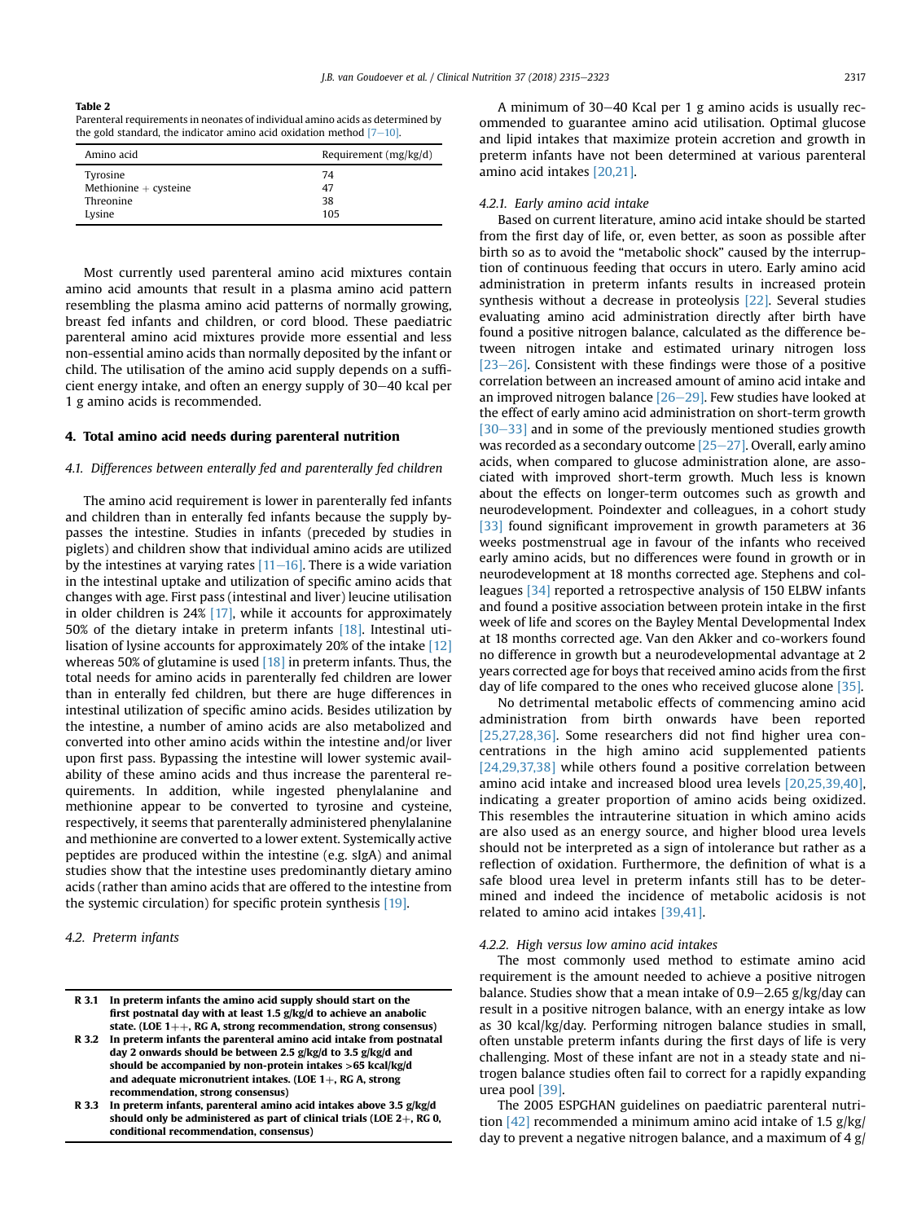**Table 2**
Parenteral requirements in neonates of individual amino acids as determined by the gold standard, the indicator amino acid oxidation method [7–10].

| Amino acid | Requirement (mg/kg/d) |
|---|---|
| Tyrosine | 74 |
| Methionine + cysteine | 47 |
| Threonine | 38 |
| Lysine | 105 |

Most currently used parenteral amino acid mixtures contain amino acid amounts that result in a plasma amino acid pattern resembling the plasma amino acid patterns of normally growing, breast fed infants and children, or cord blood. These paediatric parenteral amino acid mixtures provide more essential and less non-essential amino acids than normally deposited by the infant or child. The utilisation of the amino acid supply depends on a sufficient energy intake, and often an energy supply of 30–40 kcal per 1 g amino acids is recommended.

## 4. Total amino acid needs during parenteral nutrition

### 4.1. Differences between enterally fed and parenterally fed children

The amino acid requirement is lower in parenterally fed infants and children than in enterally fed infants because the supply bypasses the intestine. Studies in infants (preceded by studies in piglets) and children show that individual amino acids are utilized by the intestines at varying rates [11–16]. There is a wide variation in the intestinal uptake and utilization of specific amino acids that changes with age. First pass (intestinal and liver) leucine utilisation in older children is 24% [17], while it accounts for approximately 50% of the dietary intake in preterm infants [18]. Intestinal utilisation of lysine accounts for approximately 20% of the intake [12] whereas 50% of glutamine is used [18] in preterm infants. Thus, the total needs for amino acids in parenterally fed children are lower than in enterally fed children, but there are huge differences in intestinal utilization of specific amino acids. Besides utilization by the intestine, a number of amino acids are also metabolized and converted into other amino acids within the intestine and/or liver upon first pass. Bypassing the intestine will lower systemic availability of these amino acids and thus increase the parenteral requirements. In addition, while ingested phenylalanine and methionine appear to be converted to tyrosine and cysteine, respectively, it seems that parenterally administered phenylalanine and methionine are converted to a lower extent. Systemically active peptides are produced within the intestine (e.g. sIgA) and animal studies show that the intestine uses predominantly dietary amino acids (rather than amino acids that are offered to the intestine from the systemic circulation) for specific protein synthesis [19].

### 4.2. Preterm infants

| | |
|---|---|
| **R 3.1** | **In preterm infants the amino acid supply should start on the first postnatal day with at least 1.5 g/kg/d to achieve an anabolic state. (LOE 1++, RG A, strong recommendation, strong consensus)** |
| **R 3.2** | **In preterm infants the parenteral amino acid intake from postnatal day 2 onwards should be between 2.5 g/kg/d to 3.5 g/kg/d and should be accompanied by non-protein intakes >65 kcal/kg/d and adequate micronutrient intakes. (LOE 1+, RG A, strong recommendation, strong consensus)** |
| **R 3.3** | **In preterm infants, parenteral amino acid intakes above 3.5 g/kg/d should only be administered as part of clinical trials (LOE 2+, RG 0, conditional recommendation, consensus)** |

A minimum of 30–40 Kcal per 1 g amino acids is usually recommended to guarantee amino acid utilisation. Optimal glucose and lipid intakes that maximize protein accretion and growth in preterm infants have not been determined at various parenteral amino acid intakes [20,21].

#### 4.2.1. Early amino acid intake

Based on current literature, amino acid intake should be started from the first day of life, or, even better, as soon as possible after birth so as to avoid the "metabolic shock" caused by the interruption of continuous feeding that occurs in utero. Early amino acid administration in preterm infants results in increased protein synthesis without a decrease in proteolysis [22]. Several studies evaluating amino acid administration directly after birth have found a positive nitrogen balance, calculated as the difference between nitrogen intake and estimated urinary nitrogen loss [23–26]. Consistent with these findings were those of a positive correlation between an increased amount of amino acid intake and an improved nitrogen balance [26–29]. Few studies have looked at the effect of early amino acid administration on short-term growth [30–33] and in some of the previously mentioned studies growth was recorded as a secondary outcome [25–27]. Overall, early amino acids, when compared to glucose administration alone, are associated with improved short-term growth. Much less is known about the effects on longer-term outcomes such as growth and neurodevelopment. Poindexter and colleagues, in a cohort study [33] found significant improvement in growth parameters at 36 weeks postmenstrual age in favour of the infants who received early amino acids, but no differences were found in growth or in neurodevelopment at 18 months corrected age. Stephens and colleagues [34] reported a retrospective analysis of 150 ELBW infants and found a positive association between protein intake in the first week of life and scores on the Bayley Mental Developmental Index at 18 months corrected age. Van den Akker and co-workers found no difference in growth but a neurodevelopmental advantage at 2 years corrected age for boys that received amino acids from the first day of life compared to the ones who received glucose alone [35].

No detrimental metabolic effects of commencing amino acid administration from birth onwards have been reported [25,27,28,36]. Some researchers did not find higher urea concentrations in the high amino acid supplemented patients [24,29,37,38] while others found a positive correlation between amino acid intake and increased blood urea levels [20,25,39,40], indicating a greater proportion of amino acids being oxidized. This resembles the intrauterine situation in which amino acids are also used as an energy source, and higher blood urea levels should not be interpreted as a sign of intolerance but rather as a reflection of oxidation. Furthermore, the definition of what is a safe blood urea level in preterm infants still has to be determined and indeed the incidence of metabolic acidosis is not related to amino acid intakes [39,41].

#### 4.2.2. High versus low amino acid intakes

The most commonly used method to estimate amino acid requirement is the amount needed to achieve a positive nitrogen balance. Studies show that a mean intake of 0.9–2.65 g/kg/day can result in a positive nitrogen balance, with an energy intake as low as 30 kcal/kg/day. Performing nitrogen balance studies in small, often unstable preterm infants during the first days of life is very challenging. Most of these infant are not in a steady state and nitrogen balance studies often fail to correct for a rapidly expanding urea pool [39].

The 2005 ESPGHAN guidelines on paediatric parenteral nutrition [42] recommended a minimum amino acid intake of 1.5 g/kg/day to prevent a negative nitrogen balance, and a maximum of 4 g/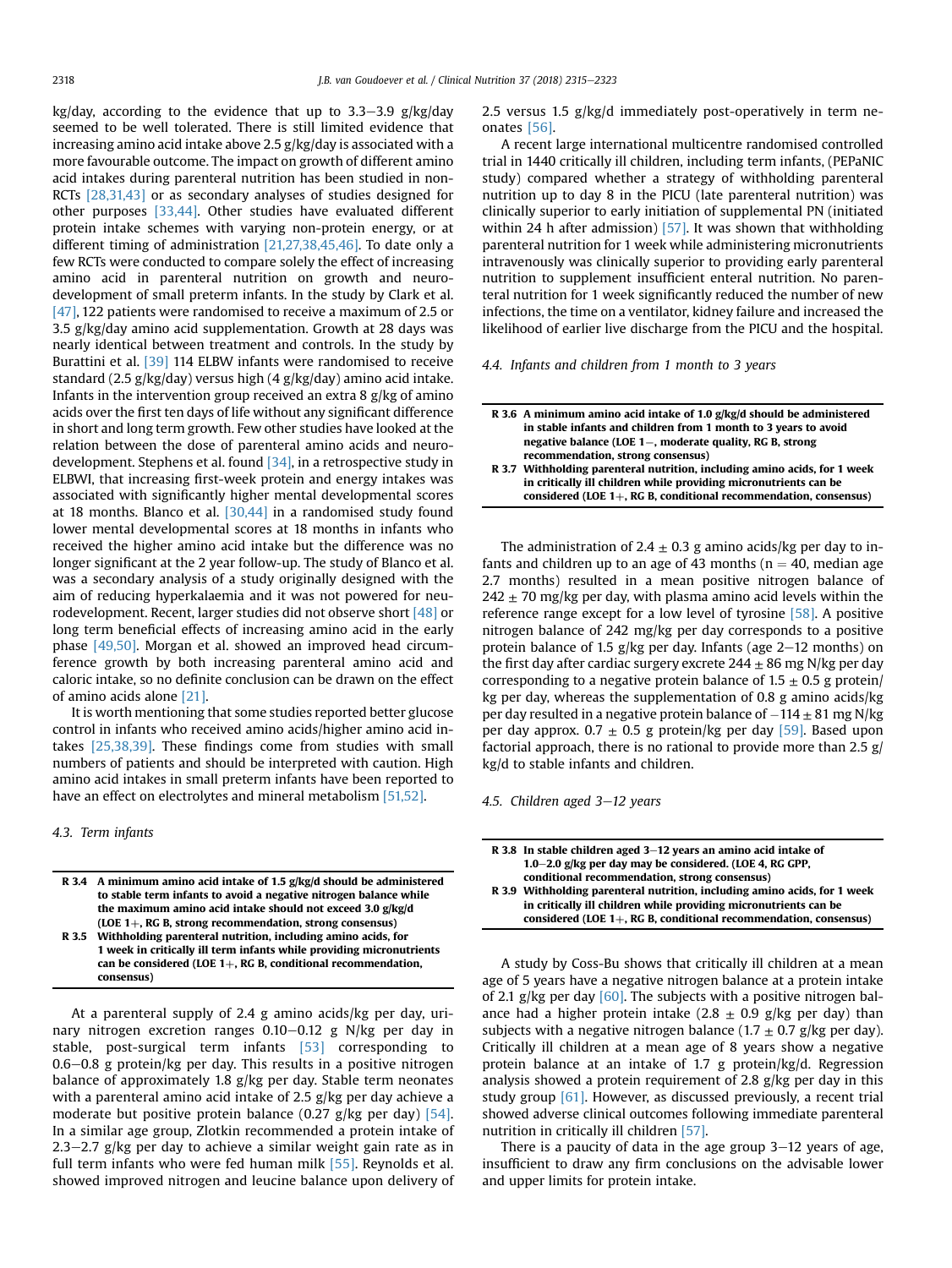kg/day, according to the evidence that up to 3.3–3.9 g/kg/day seemed to be well tolerated. There is still limited evidence that increasing amino acid intake above 2.5 g/kg/day is associated with a more favourable outcome. The impact on growth of different amino acid intakes during parenteral nutrition has been studied in non-RCTs [28,31,43] or as secondary analyses of studies designed for other purposes [33,44]. Other studies have evaluated different protein intake schemes with varying non-protein energy, or at different timing of administration [21,27,38,45,46]. To date only a few RCTs were conducted to compare solely the effect of increasing amino acid in parenteral nutrition on growth and neurodevelopment of small preterm infants. In the study by Clark et al. [47], 122 patients were randomised to receive a maximum of 2.5 or 3.5 g/kg/day amino acid supplementation. Growth at 28 days was nearly identical between treatment and controls. In the study by Burattini et al. [39] 114 ELBW infants were randomised to receive standard (2.5 g/kg/day) versus high (4 g/kg/day) amino acid intake. Infants in the intervention group received an extra 8 g/kg of amino acids over the first ten days of life without any significant difference in short and long term growth. Few other studies have looked at the relation between the dose of parenteral amino acids and neurodevelopment. Stephens et al. found [34], in a retrospective study in ELBWI, that increasing first-week protein and energy intakes was associated with significantly higher mental developmental scores at 18 months. Blanco et al. [30,44] in a randomised study found lower mental developmental scores at 18 months in infants who received the higher amino acid intake but the difference was no longer significant at the 2 year follow-up. The study of Blanco et al. was a secondary analysis of a study originally designed with the aim of reducing hyperkalaemia and it was not powered for neurodevelopment. Recent, larger studies did not observe short [48] or long term beneficial effects of increasing amino acid in the early phase [49,50]. Morgan et al. showed an improved head circumference growth by both increasing parenteral amino acid and caloric intake, so no definite conclusion can be drawn on the effect of amino acids alone [21].

It is worth mentioning that some studies reported better glucose control in infants who received amino acids/higher amino acid intakes [25,38,39]. These findings come from studies with small numbers of patients and should be interpreted with caution. High amino acid intakes in small preterm infants have been reported to have an effect on electrolytes and mineral metabolism [51,52].

### 4.3. Term infants

| | |
|---|---|
| **R 3.4** | **A minimum amino acid intake of 1.5 g/kg/d should be administered to stable term infants to avoid a negative nitrogen balance while the maximum amino acid intake should not exceed 3.0 g/kg/d (LOE 1+, RG B, strong recommendation, strong consensus)** |
| **R 3.5** | **Withholding parenteral nutrition, including amino acids, for 1 week in critically ill term infants while providing micronutrients can be considered (LOE 1+, RG B, conditional recommendation, consensus)** |

At a parenteral supply of 2.4 g amino acids/kg per day, urinary nitrogen excretion ranges 0.10–0.12 g N/kg per day in stable, post-surgical term infants [53] corresponding to 0.6–0.8 g protein/kg per day. This results in a positive nitrogen balance of approximately 1.8 g/kg per day. Stable term neonates with a parenteral amino acid intake of 2.5 g/kg per day achieve a moderate but positive protein balance (0.27 g/kg per day) [54]. In a similar age group, Zlotkin recommended a protein intake of 2.3–2.7 g/kg per day to achieve a similar weight gain rate as in full term infants who were fed human milk [55]. Reynolds et al. showed improved nitrogen and leucine balance upon delivery of 2.5 versus 1.5 g/kg/d immediately post-operatively in term neonates [56].

A recent large international multicentre randomised controlled trial in 1440 critically ill children, including term infants, (PEPaNIC study) compared whether a strategy of withholding parenteral nutrition up to day 8 in the PICU (late parenteral nutrition) was clinically superior to early initiation of supplemental PN (initiated within 24 h after admission) [57]. It was shown that withholding parenteral nutrition for 1 week while administering micronutrients intravenously was clinically superior to providing early parenteral nutrition to supplement insufficient enteral nutrition. No parenteral nutrition for 1 week significantly reduced the number of new infections, the time on a ventilator, kidney failure and increased the likelihood of earlier live discharge from the PICU and the hospital.

### 4.4. Infants and children from 1 month to 3 years

| | |
|---|---|
| **R 3.6** | **A minimum amino acid intake of 1.0 g/kg/d should be administered in stable infants and children from 1 month to 3 years to avoid negative balance (LOE 1−, moderate quality, RG B, strong recommendation, strong consensus)** |
| **R 3.7** | **Withholding parenteral nutrition, including amino acids, for 1 week in critically ill children while providing micronutrients can be considered (LOE 1+, RG B, conditional recommendation, consensus)** |

The administration of 2.4 ± 0.3 g amino acids/kg per day to infants and children up to an age of 43 months (n = 40, median age 2.7 months) resulted in a mean positive nitrogen balance of 242 ± 70 mg/kg per day, with plasma amino acid levels within the reference range except for a low level of tyrosine [58]. A positive nitrogen balance of 242 mg/kg per day corresponds to a positive protein balance of 1.5 g/kg per day. Infants (age 2–12 months) on the first day after cardiac surgery excrete 244 ± 86 mg N/kg per day corresponding to a negative protein balance of 1.5 ± 0.5 g protein/kg per day, whereas the supplementation of 0.8 g amino acids/kg per day resulted in a negative protein balance of −114 ± 81 mg N/kg per day approx. 0.7 ± 0.5 g protein/kg per day [59]. Based upon factorial approach, there is no rational to provide more than 2.5 g/kg/d to stable infants and children.

### 4.5. Children aged 3–12 years

| | |
|---|---|
| **R 3.8** | **In stable children aged 3–12 years an amino acid intake of 1.0–2.0 g/kg per day may be considered. (LOE 4, RG GPP, conditional recommendation, strong consensus)** |
| **R 3.9** | **Withholding parenteral nutrition, including amino acids, for 1 week in critically ill children while providing micronutrients can be considered (LOE 1+, RG B, conditional recommendation, consensus)** |

A study by Coss-Bu shows that critically ill children at a mean age of 5 years have a negative nitrogen balance at a protein intake of 2.1 g/kg per day [60]. The subjects with a positive nitrogen balance had a higher protein intake (2.8 ± 0.9 g/kg per day) than subjects with a negative nitrogen balance (1.7 ± 0.7 g/kg per day). Critically ill children at a mean age of 8 years show a negative protein balance at an intake of 1.7 g protein/kg/d. Regression analysis showed a protein requirement of 2.8 g/kg per day in this study group [61]. However, as discussed previously, a recent trial showed adverse clinical outcomes following immediate parenteral nutrition in critically ill children [57].

There is a paucity of data in the age group 3–12 years of age, insufficient to draw any firm conclusions on the advisable lower and upper limits for protein intake.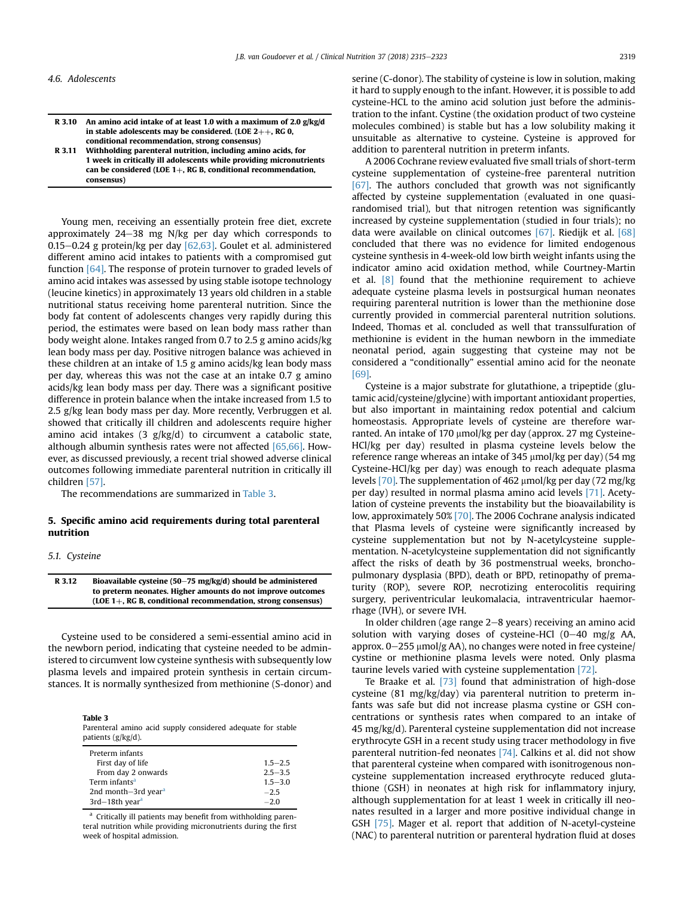### 4.6. Adolescents

| | |
|---|---|
| R 3.10 | An amino acid intake of at least 1.0 with a maximum of 2.0 g/kg/d in stable adolescents may be considered. (LOE 2++, RG 0, conditional recommendation, strong consensus) |
| R 3.11 | Withholding parenteral nutrition, including amino acids, for 1 week in critically ill adolescents while providing micronutrients can be considered (LOE 1+, RG B, conditional recommendation, consensus) |

Young men, receiving an essentially protein free diet, excrete approximately 24–38 mg N/kg per day which corresponds to 0.15–0.24 g protein/kg per day [62,63]. Goulet et al. administered different amino acid intakes to patients with a compromised gut function [64]. The response of protein turnover to graded levels of amino acid intakes was assessed by using stable isotope technology (leucine kinetics) in approximately 13 years old children in a stable nutritional status receiving home parenteral nutrition. Since the body fat content of adolescents changes very rapidly during this period, the estimates were based on lean body mass rather than body weight alone. Intakes ranged from 0.7 to 2.5 g amino acids/kg lean body mass per day. Positive nitrogen balance was achieved in these children at an intake of 1.5 g amino acids/kg lean body mass per day, whereas this was not the case at an intake 0.7 g amino acids/kg lean body mass per day. There was a significant positive difference in protein balance when the intake increased from 1.5 to 2.5 g/kg lean body mass per day. More recently, Verbruggen et al. showed that critically ill children and adolescents require higher amino acid intakes (3 g/kg/d) to circumvent a catabolic state, although albumin synthesis rates were not affected [65,66]. However, as discussed previously, a recent trial showed adverse clinical outcomes following immediate parenteral nutrition in critically ill children [57].

The recommendations are summarized in Table 3.

## 5. Specific amino acid requirements during total parenteral nutrition

### 5.1. Cysteine

| | |
|---|---|
| R 3.12 | Bioavailable cysteine (50–75 mg/kg/d) should be administered to preterm neonates. Higher amounts do not improve outcomes (LOE 1+, RG B, conditional recommendation, strong consensus) |

Cysteine used to be considered a semi-essential amino acid in the newborn period, indicating that cysteine needed to be administered to circumvent low cysteine synthesis with subsequently low plasma levels and impaired protein synthesis in certain circumstances. It is normally synthesized from methionine (S-donor) and serine (C-donor). The stability of cysteine is low in solution, making it hard to supply enough to the infant. However, it is possible to add cysteine-HCL to the amino acid solution just before the administration to the infant. Cystine (the oxidation product of two cysteine molecules combined) is stable but has a low solubility making it unsuitable as alternative to cysteine. Cysteine is approved for addition to parenteral nutrition in preterm infants.

**Table 3**
Parenteral amino acid supply considered adequate for stable patients (g/kg/d).

| | |
|---|---|
| Preterm infants | |
| First day of life | 1.5–2.5 |
| From day 2 onwards | 2.5–3.5 |
| Term infants[a] | 1.5–3.0 |
| 2nd month–3rd year[a] | –2.5 |
| 3rd–18th year[a] | –2.0 |

[a] Critically ill patients may benefit from withholding parenteral nutrition while providing micronutrients during the first week of hospital admission.

A 2006 Cochrane review evaluated five small trials of short-term cysteine supplementation of cysteine-free parenteral nutrition [67]. The authors concluded that growth was not significantly affected by cysteine supplementation (evaluated in one quasi-randomised trial), but that nitrogen retention was significantly increased by cysteine supplementation (studied in four trials); no data were available on clinical outcomes [67]. Riedijk et al. [68] concluded that there was no evidence for limited endogenous cysteine synthesis in 4-week-old low birth weight infants using the indicator amino acid oxidation method, while Courtney-Martin et al. [8] found that the methionine requirement to achieve adequate cysteine plasma levels in postsurgical human neonates requiring parenteral nutrition is lower than the methionine dose currently provided in commercial parenteral nutrition solutions. Indeed, Thomas et al. concluded as well that transsulfuration of methionine is evident in the human newborn in the immediate neonatal period, again suggesting that cysteine may not be considered a "conditionally" essential amino acid for the neonate [69].

Cysteine is a major substrate for glutathione, a tripeptide (glutamic acid/cysteine/glycine) with important antioxidant properties, but also important in maintaining redox potential and calcium homeostasis. Appropriate levels of cysteine are therefore warranted. An intake of 170 μmol/kg per day (approx. 27 mg Cysteine-HCl/kg per day) resulted in plasma cysteine levels below the reference range whereas an intake of 345 μmol/kg per day) (54 mg Cysteine-HCl/kg per day) was enough to reach adequate plasma levels [70]. The supplementation of 462 μmol/kg per day (72 mg/kg per day) resulted in normal plasma amino acid levels [71]. Acetylation of cysteine prevents the instability but the bioavailability is low, approximately 50% [70]. The 2006 Cochrane analysis indicated that Plasma levels of cysteine were significantly increased by cysteine supplementation but not by N-acetylcysteine supplementation. N-acetylcysteine supplementation did not significantly affect the risks of death by 36 postmenstrual weeks, bronchopulmonary dysplasia (BPD), death or BPD, retinopathy of prematurity (ROP), severe ROP, necrotizing enterocolitis requiring surgery, periventricular leukomalacia, intraventricular haemorrhage (IVH), or severe IVH.

In older children (age range 2–8 years) receiving an amino acid solution with varying doses of cysteine-HCl (0–40 mg/g AA, approx. 0–255 μmol/g AA), no changes were noted in free cysteine/cystine or methionine plasma levels were noted. Only plasma taurine levels varied with cysteine supplementation [72].

Te Braake et al. [73] found that administration of high-dose cysteine (81 mg/kg/day) via parenteral nutrition to preterm infants was safe but did not increase plasma cystine or GSH concentrations or synthesis rates when compared to an intake of 45 mg/kg/d). Parenteral cysteine supplementation did not increase erythrocyte GSH in a recent study using tracer methodology in five parenteral nutrition-fed neonates [74]. Calkins et al. did not show that parenteral cysteine when compared with isonitrogenous non-cysteine supplementation increased erythrocyte reduced glutathione (GSH) in neonates at high risk for inflammatory injury, although supplementation for at least 1 week in critically ill neonates resulted in a larger and more positive individual change in GSH [75]. Mager et al. report that addition of N-acetyl-cysteine (NAC) to parenteral nutrition or parenteral hydration fluid at doses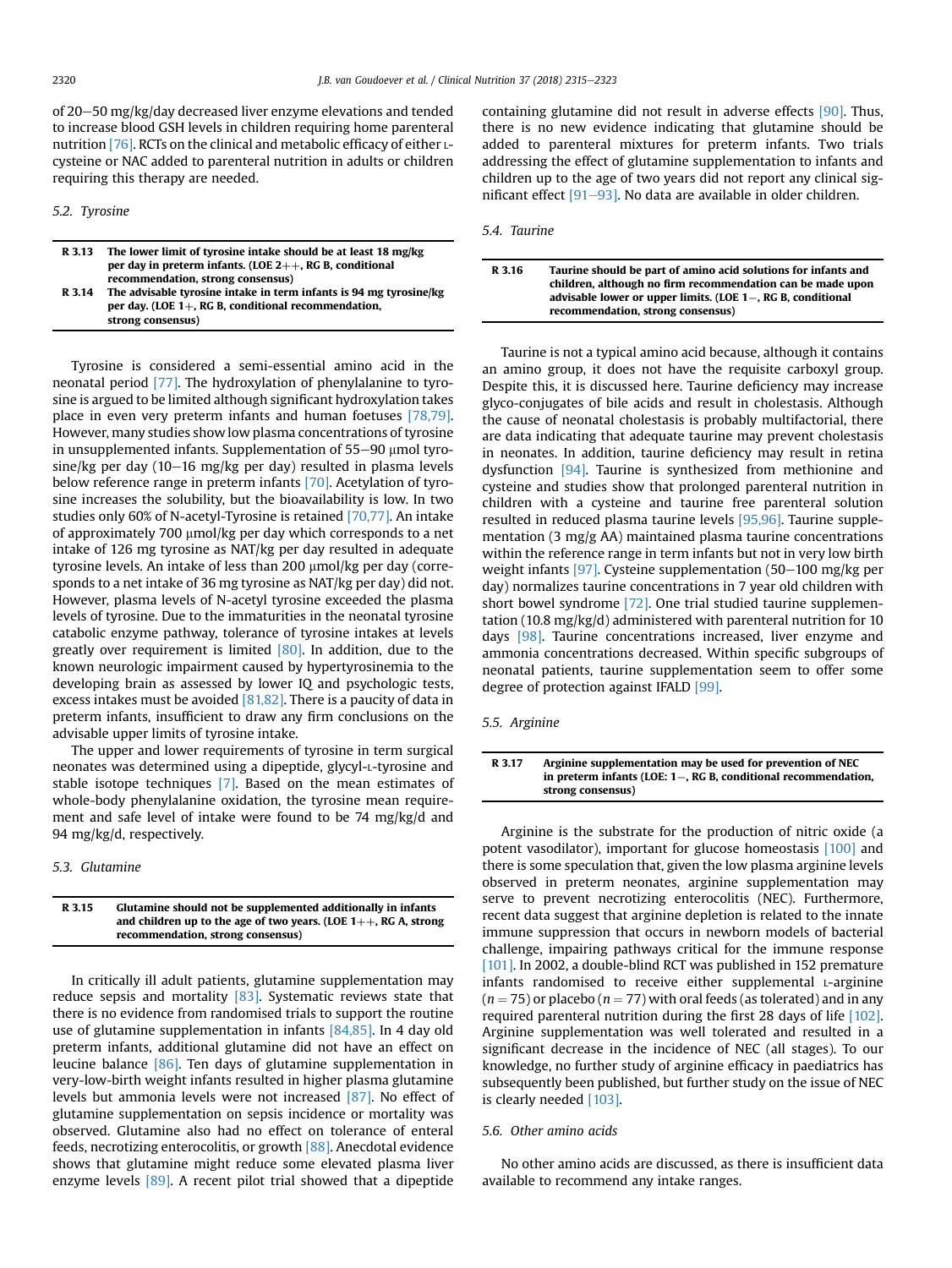of 20–50 mg/kg/day decreased liver enzyme elevations and tended to increase blood GSH levels in children requiring home parenteral nutrition [76]. RCTs on the clinical and metabolic efficacy of either L-cysteine or NAC added to parenteral nutrition in adults or children requiring this therapy are needed.

### 5.2. Tyrosine

| | |
|---|---|
| **R 3.13** | **The lower limit of tyrosine intake should be at least 18 mg/kg per day in preterm infants. (LOE 2++, RG B, conditional recommendation, strong consensus)** |
| **R 3.14** | **The advisable tyrosine intake in term infants is 94 mg tyrosine/kg per day. (LOE 1+, RG B, conditional recommendation, strong consensus)** |

Tyrosine is considered a semi-essential amino acid in the neonatal period [77]. The hydroxylation of phenylalanine to tyrosine is argued to be limited although significant hydroxylation takes place in even very preterm infants and human foetuses [78,79]. However, many studies show low plasma concentrations of tyrosine in unsupplemented infants. Supplementation of 55–90 μmol tyrosine/kg per day (10–16 mg/kg per day) resulted in plasma levels below reference range in preterm infants [70]. Acetylation of tyrosine increases the solubility, but the bioavailability is low. In two studies only 60% of N-acetyl-Tyrosine is retained [70,77]. An intake of approximately 700 μmol/kg per day which corresponds to a net intake of 126 mg tyrosine as NAT/kg per day resulted in adequate tyrosine levels. An intake of less than 200 μmol/kg per day (corresponds to a net intake of 36 mg tyrosine as NAT/kg per day) did not. However, plasma levels of N-acetyl tyrosine exceeded the plasma levels of tyrosine. Due to the immaturities in the neonatal tyrosine catabolic enzyme pathway, tolerance of tyrosine intakes at levels greatly over requirement is limited [80]. In addition, due to the known neurologic impairment caused by hypertyrosinemia to the developing brain as assessed by lower IQ and psychologic tests, excess intakes must be avoided [81,82]. There is a paucity of data in preterm infants, insufficient to draw any firm conclusions on the advisable upper limits of tyrosine intake.

The upper and lower requirements of tyrosine in term surgical neonates was determined using a dipeptide, glycyl-L-tyrosine and stable isotope techniques [7]. Based on the mean estimates of whole-body phenylalanine oxidation, the tyrosine mean requirement and safe level of intake were found to be 74 mg/kg/d and 94 mg/kg/d, respectively.

### 5.3. Glutamine

| | |
|---|---|
| **R 3.15** | **Glutamine should not be supplemented additionally in infants and children up to the age of two years. (LOE 1++, RG A, strong recommendation, strong consensus)** |

In critically ill adult patients, glutamine supplementation may reduce sepsis and mortality [83]. Systematic reviews state that there is no evidence from randomised trials to support the routine use of glutamine supplementation in infants [84,85]. In 4 day old preterm infants, additional glutamine did not have an effect on leucine balance [86]. Ten days of glutamine supplementation in very-low-birth weight infants resulted in higher plasma glutamine levels but ammonia levels were not increased [87]. No effect of glutamine supplementation on sepsis incidence or mortality was observed. Glutamine also had no effect on tolerance of enteral feeds, necrotizing enterocolitis, or growth [88]. Anecdotal evidence shows that glutamine might reduce some elevated plasma liver enzyme levels [89]. A recent pilot trial showed that a dipeptide containing glutamine did not result in adverse effects [90]. Thus, there is no new evidence indicating that glutamine should be added to parenteral mixtures for preterm infants. Two trials addressing the effect of glutamine supplementation to infants and children up to the age of two years did not report any clinical significant effect [91–93]. No data are available in older children.

### 5.4. Taurine

| | |
|---|---|
| **R 3.16** | **Taurine should be part of amino acid solutions for infants and children, although no firm recommendation can be made upon advisable lower or upper limits. (LOE 1−, RG B, conditional recommendation, strong consensus)** |

Taurine is not a typical amino acid because, although it contains an amino group, it does not have the requisite carboxyl group. Despite this, it is discussed here. Taurine deficiency may increase glyco-conjugates of bile acids and result in cholestasis. Although the cause of neonatal cholestasis is probably multifactorial, there are data indicating that adequate taurine may prevent cholestasis in neonates. In addition, taurine deficiency may result in retina dysfunction [94]. Taurine is synthesized from methionine and cysteine and studies show that prolonged parenteral nutrition in children with a cysteine and taurine free parenteral solution resulted in reduced plasma taurine levels [95,96]. Taurine supplementation (3 mg/g AA) maintained plasma taurine concentrations within the reference range in term infants but not in very low birth weight infants [97]. Cysteine supplementation (50–100 mg/kg per day) normalizes taurine concentrations in 7 year old children with short bowel syndrome [72]. One trial studied taurine supplementation (10.8 mg/kg/d) administered with parenteral nutrition for 10 days [98]. Taurine concentrations increased, liver enzyme and ammonia concentrations decreased. Within specific subgroups of neonatal patients, taurine supplementation seem to offer some degree of protection against IFALD [99].

### 5.5. Arginine

| | |
|---|---|
| **R 3.17** | **Arginine supplementation may be used for prevention of NEC in preterm infants (LOE: 1−, RG B, conditional recommendation, strong consensus)** |

Arginine is the substrate for the production of nitric oxide (a potent vasodilator), important for glucose homeostasis [100] and there is some speculation that, given the low plasma arginine levels observed in preterm neonates, arginine supplementation may serve to prevent necrotizing enterocolitis (NEC). Furthermore, recent data suggest that arginine depletion is related to the innate immune suppression that occurs in newborn models of bacterial challenge, impairing pathways critical for the immune response [101]. In 2002, a double-blind RCT was published in 152 premature infants randomised to receive either supplemental L-arginine ($n = 75$) or placebo ($n = 77$) with oral feeds (as tolerated) and in any required parenteral nutrition during the first 28 days of life [102]. Arginine supplementation was well tolerated and resulted in a significant decrease in the incidence of NEC (all stages). To our knowledge, no further study of arginine efficacy in paediatrics has subsequently been published, but further study on the issue of NEC is clearly needed [103].

### 5.6. Other amino acids

No other amino acids are discussed, as there is insufficient data available to recommend any intake ranges.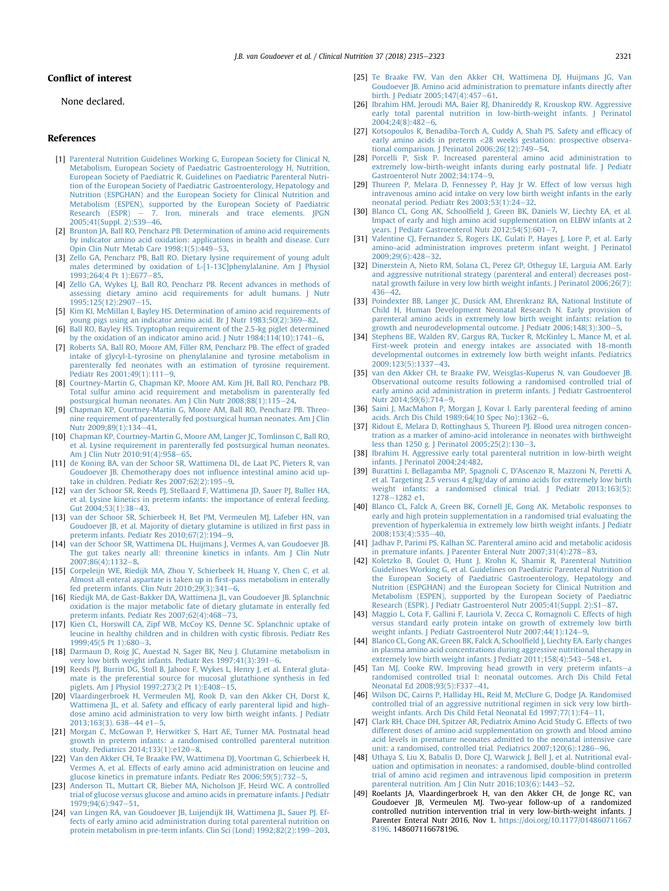## Conflict of interest

None declared.

## References

[1] Parenteral Nutrition Guidelines Working G, European Society for Clinical N, Metabolism, European Society of Paediatric Gastroenterology H, Nutrition, European Society of Paediatric R. Guidelines on Paediatric Parenteral Nutrition of the European Society of Paediatric Gastroenterology, Hepatology and Nutrition (ESPGHAN) and the European Society for Clinical Nutrition and Metabolism (ESPEN), supported by the European Society of Paediatric Research (ESPR) – 7. Iron, minerals and trace elements. JPGN 2005;41(Suppl. 2):S39–46.

[2] Brunton JA, Ball RO, Pencharz PB. Determination of amino acid requirements by indicator amino acid oxidation: applications in health and disease. Curr Opin Clin Nutr Metab Care 1998;1(5):449–53.

[3] Zello GA, Pencharz PB, Ball RO. Dietary lysine requirement of young adult males determined by oxidation of L-[1-13C]phenylalanine. Am J Physiol 1993;264(4 Pt 1):E677–85.

[4] Zello GA, Wykes LJ, Ball RO, Pencharz PB. Recent advances in methods of assessing dietary amino acid requirements for adult humans. J Nutr 1995;125(12):2907–15.

[5] Kim KI, McMillan I, Bayley HS. Determination of amino acid requirements of young pigs using an indicator amino acid. Br J Nutr 1983;50(2):369–82.

[6] Ball RO, Bayley HS. Tryptophan requirement of the 2.5-kg piglet determined by the oxidation of an indicator amino acid. J Nutr 1984;114(10):1741–6.

[7] Roberts SA, Ball RO, Moore AM, Filler RM, Pencharz PB. The effect of graded intake of glycyl-L-tyrosine on phenylalanine and tyrosine metabolism in parenterally fed neonates with an estimation of tyrosine requirement. Pediatr Res 2001;49(1):111–9.

[8] Courtney-Martin G, Chapman KP, Moore AM, Kim JH, Ball RO, Pencharz PB. Total sulfur amino acid requirement and metabolism in parenterally fed postsurgical human neonates. Am J Clin Nutr 2008;88(1):115–24.

[9] Chapman KP, Courtney-Martin G, Moore AM, Ball RO, Pencharz PB. Threonine requirement of parenterally fed postsurgical human neonates. Am J Clin Nutr 2009;89(1):134–41.

[10] Chapman KP, Courtney-Martin G, Moore AM, Langer JC, Tomlinson C, Ball RO, et al. Lysine requirement in parenterally fed postsurgical human neonates. Am J Clin Nutr 2010;91(4):958–65.

[11] de Koning BA, van der Schoor SR, Wattimena DL, de Laat PC, Pieters R, van Goudoever JB. Chemotherapy does not influence intestinal amino acid uptake in children. Pediatr Res 2007;62(2):195–9.

[12] van der Schoor SR, Reeds PJ, Stellaard F, Wattimena JD, Sauer PJ, Buller HA, et al. Lysine kinetics in preterm infants: the importance of enteral feeding. Gut 2004;53(1):38–43.

[13] van der Schoor SR, Schierbeek H, Bet PM, Vermeulen MJ, Lafeber HN, van Goudoever JB, et al. Majority of dietary glutamine is utilized in first pass in preterm infants. Pediatr Res 2010;67(2):194–9.

[14] van der Schoor SR, Wattimena DL, Huijmans J, Vermes A, van Goudoever JB. The gut takes nearly all: threonine kinetics in infants. Am J Clin Nutr 2007;86(4):1132–8.

[15] Corpeleijn WE, Riedijk MA, Zhou Y, Schierbeek H, Huang Y, Chen C, et al. Almost all enteral aspartate is taken up in first-pass metabolism in enterally fed preterm infants. Clin Nutr 2010;29(3):341–6.

[16] Riedijk MA, de Gast-Bakker DA, Wattimena JL, van Goudoever JB. Splanchnic oxidation is the major metabolic fate of dietary glutamate in enterally fed preterm infants. Pediatr Res 2007;62(4):468–73.

[17] Kien CL, Horswill CA, Zipf WB, McCoy KS, Denne SC. Splanchnic uptake of leucine in healthy children and in children with cystic fibrosis. Pediatr Res 1999;45(5 Pt 1):680–3.

[18] Darmaun D, Roig JC, Auestad N, Sager BK, Neu J. Glutamine metabolism in very low birth weight infants. Pediatr Res 1997;41(3):391–6.

[19] Reeds PJ, Burrin DG, Stoll B, Jahoor F, Wykes L, Henry J, et al. Enteral glutamate is the preferential source for mucosal glutathione synthesis in fed piglets. Am J Physiol 1997;273(2 Pt 1):E408–15.

[20] Vlaardingerbroek H, Vermeulen MJ, Rook D, van den Akker CH, Dorst K, Wattimena JL, et al. Safety and efficacy of early parenteral lipid and high-dose amino acid administration to very low birth weight infants. J Pediatr 2013;163(3). 638–44 e1–5.

[21] Morgan C, McGowan P, Herwitker S, Hart AE, Turner MA. Postnatal head growth in preterm infants: a randomised controlled parenteral nutrition study. Pediatrics 2014;133(1):e120–8.

[22] Van den Akker CH, Te Braake FW, Wattimena DJ, Voortman G, Schierbeek H, Vermes A, et al. Effects of early amino acid administration on leucine and glucose kinetics in premature infants. Pediatr Res 2006;59(5):732–5.

[23] Anderson TL, Muttart CR, Bieber MA, Nicholson JF, Heird WC. A controlled trial of glucose versus glucose and amino acids in premature infants. J Pediatr 1979;94(6):947–51.

[24] van Lingen RA, van Goudoever JB, Luijendijk IH, Wattimena JL, Sauer PJ. Effects of early amino acid administration during total parenteral nutrition on protein metabolism in pre-term infants. Clin Sci (Lond) 1992;82(2):199–203.

[25] Te Braake FW, Van den Akker CH, Wattimena DJ, Huijmans JG, Van Goudoever JB. Amino acid administration to premature infants directly after birth. J Pediatr 2005;147(4):457–61.

[26] Ibrahim HM, Jeroudi MA, Baier RJ, Dhanireddy R, Krouskop RW. Aggressive early total parental nutrition in low-birth-weight infants. J Perinatol 2004;24(8):482–6.

[27] Kotsopoulos K, Benadiba-Torch A, Cuddy A, Shah PS. Safety and efficacy of early amino acids in preterm <28 weeks gestation: prospective observational comparison. J Perinatol 2006;26(12):749–54.

[28] Porcelli P, Sisk P. Increased parenteral amino acid administration to extremely low-birth-weight infants during early postnatal life. J Pediatr Gastroenterol Nutr 2002;34:174–9.

[29] Thureen P, Melara D, Fennessey P, Hay Jr W. Effect of low versus high intravenous amino acid intake on very low birth weight infants in the early neonatal period. Pediatr Res 2003;53(1):24–32.

[30] Blanco CL, Gong AK, Schoolfield J, Green BK, Daniels W, Liechty EA, et al. Impact of early and high amino acid supplementation on ELBW infants at 2 years. J Pediatr Gastroenterol Nutr 2012;54(5):601–7.

[31] Valentine CJ, Fernandez S, Rogers LK, Gulati P, Hayes J, Lore P, et al. Early amino-acid administration improves preterm infant weight. J Perinatol 2009;29(6):428–32.

[32] Dinerstein A, Nieto RM, Solana CL, Perez GP, Otheguy LE, Larguia AM. Early and aggressive nutritional strategy (parenteral and enteral) decreases postnatal growth failure in very low birth weight infants. J Perinatol 2006;26(7):436–42.

[33] Poindexter BB, Langer JC, Dusick AM, Ehrenkranz RA, National Institute of Child H, Human Development Neonatal Research N. Early provision of parenteral amino acids in extremely low birth weight infants: relation to growth and neurodevelopmental outcome. J Pediatr 2006;148(3):300–5.

[34] Stephens BE, Walden RV, Gargus RA, Tucker R, McKinley L, Mance M, et al. First-week protein and energy intakes are associated with 18-month developmental outcomes in extremely low birth weight infants. Pediatrics 2009;123(5):1337–43.

[35] van den Akker CH, te Braake FW, Weisglas-Kuperus N, van Goudoever JB. Observational outcome results following a randomised controlled trial of early amino acid administration in preterm infants. J Pediatr Gastroenterol Nutr 2014;59(6):714–9.

[36] Saini J, MacMahon P, Morgan J, Kovar I. Early parenteral feeding of amino acids. Arch Dis Child 1989;64(10 Spec No):1362–6.

[37] Ridout E, Melara D, Rottinghaus S, Thureen PJ. Blood urea nitrogen concentration as a marker of amino-acid intolerance in neonates with birthweight less than 1250 g. J Perinatol 2005;25(2):130–3.

[38] Ibrahim H. Aggressive early total parental nutrition in low-birth weight infants. J Perinatol 2004;24:482.

[39] Burattini I, Bellagamba MP, Spagnoli C, D'Ascenzo R, Mazzoni N, Peretti A, et al. Targeting 2.5 versus 4 g/kg/day of amino acids for extremely low birth weight infants: a randomised clinical trial. J Pediatr 2013;163(5):1278–1282 e1.

[40] Blanco CL, Falck A, Green BK, Cornell JE, Gong AK. Metabolic responses to early and high protein supplementation in a randomised trial evaluating the prevention of hyperkalemia in extremely low birth weight infants. J Pediatr 2008;153(4):535–40.

[41] Jadhav P, Parimi PS, Kalhan SC. Parenteral amino acid and metabolic acidosis in premature infants. J Parenter Enteral Nutr 2007;31(4):278–83.

[42] Koletzko B, Goulet O, Hunt J, Krohn K, Shamir R, Parenteral Nutrition Guidelines Working G, et al. Guidelines on Paediatric Parenteral Nutrition of the European Society of Paediatric Gastroenterology, Hepatology and Nutrition (ESPGHAN) and the European Society for Clinical Nutrition and Metabolism (ESPEN), supported by the European Society of Paediatric Research (ESPR). J Pediatr Gastroenterol Nutr 2005;41(Suppl. 2):S1–87.

[43] Maggio L, Cota F, Gallini F, Lauriola V, Zecca C, Romagnoli C. Effects of high versus standard early protein intake on growth of extremely low birth weight infants. J Pediatr Gastroenterol Nutr 2007;44(1):124–9.

[44] Blanco CL, Gong AK, Green BK, Falck A, Schoolfield J, Liechty EA. Early changes in plasma amino acid concentrations during aggressive nutritional therapy in extremely low birth weight infants. J Pediatr 2011;158(4):543–548 e1.

[45] Tan MJ, Cooke RW. Improving head growth in very preterm infants–a randomised controlled trial I: neonatal outcomes. Arch Dis Child Fetal Neonatal Ed 2008;93(5):F337–41.

[46] Wilson DC, Cairns P, Halliday HL, Reid M, McClure G, Dodge JA. Randomised controlled trial of an aggressive nutritional regimen in sick very low birth-weight infants. Arch Dis Child Fetal Neonatal Ed 1997;77(1):F4–11.

[47] Clark RH, Chace DH, Spitzer AR, Pediatrix Amino Acid Study G. Effects of two different doses of amino acid supplementation on growth and blood amino acid levels in premature neonates admitted to the neonatal intensive care unit: a randomised, controlled trial. Pediatrics 2007;120(6):1286–96.

[48] Uthaya S, Liu X, Babalis D, Dore CJ, Warwick J, Bell J, et al. Nutritional evaluation and optimisation in neonates: a randomised, double-blind controlled trial of amino acid regimen and intravenous lipid composition in preterm parenteral nutrition. Am J Clin Nutr 2016;103(6):1443–52.

[49] Roelants JA, Vlaardingerbroek H, van den Akker CH, de Jonge RC, van Goudoever JB, Vermeulen MJ. Two-year follow-up of a randomized controlled nutrition intervention trial in very low-birth-weight infants. J Parenter Enteral Nutr 2016, Nov 1. https://doi.org/10.1177/0148607116678196. 148607116678196.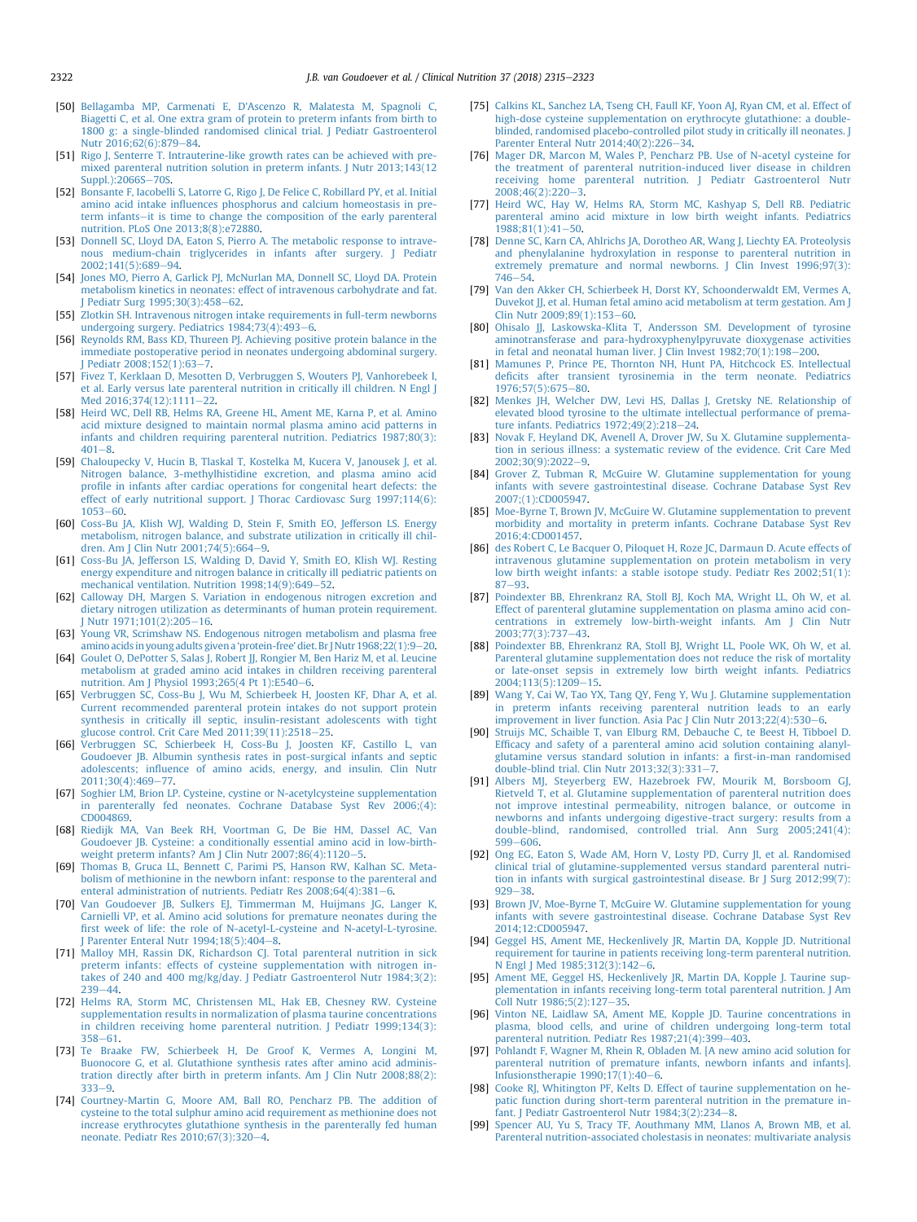[50] Bellagamba MP, Carmenati E, D'Ascenzo R, Malatesta M, Spagnoli C, Biagetti C, et al. One extra gram of protein to preterm infants from birth to 1800 g: a single-blinded randomised clinical trial. J Pediatr Gastroenterol Nutr 2016;62(6):879–84.

[51] Rigo J, Senterre T. Intrauterine-like growth rates can be achieved with premixed parenteral nutrition solution in preterm infants. J Nutr 2013;143(12 Suppl.):2066S–70S.

[52] Bonsante F, Iacobelli S, Latorre G, Rigo J, De Felice C, Robillard PY, et al. Initial amino acid intake influences phosphorus and calcium homeostasis in preterm infants—it is time to change the composition of the early parenteral nutrition. PLoS One 2013;8(8):e72880.

[53] Donnell SC, Lloyd DA, Eaton S, Pierro A. The metabolic response to intravenous medium-chain triglycerides in infants after surgery. J Pediatr 2002;141(5):689–94.

[54] Jones MO, Pierro A, Garlick PJ, McNurlan MA, Donnell SC, Lloyd DA. Protein metabolism kinetics in neonates: effect of intravenous carbohydrate and fat. J Pediatr Surg 1995;30(3):458–62.

[55] Zlotkin SH. Intravenous nitrogen intake requirements in full-term newborns undergoing surgery. Pediatrics 1984;73(4):493–6.

[56] Reynolds RM, Bass KD, Thureen PJ. Achieving positive protein balance in the immediate postoperative period in neonates undergoing abdominal surgery. J Pediatr 2008;152(1):63–7.

[57] Fivez T, Kerklaan D, Mesotten D, Verbruggen S, Wouters PJ, Vanhorebeek I, et al. Early versus late parenteral nutrition in critically ill children. N Engl J Med 2016;374(12):1111–22.

[58] Heird WC, Dell RB, Helms RA, Greene HL, Ament ME, Karna P, et al. Amino acid mixture designed to maintain normal plasma amino acid patterns in infants and children requiring parenteral nutrition. Pediatrics 1987;80(3):401–8.

[59] Chaloupecky V, Hucin B, Tlaskal T, Kostelka M, Kucera V, Janousek J, et al. Nitrogen balance, 3-methylhistidine excretion, and plasma amino acid profile in infants after cardiac operations for congenital heart defects: the effect of early nutritional support. J Thorac Cardiovasc Surg 1997;114(6):1053–60.

[60] Coss-Bu JA, Klish WJ, Walding D, Stein F, Smith EO, Jefferson LS. Energy metabolism, nitrogen balance, and substrate utilization in critically ill children. Am J Clin Nutr 2001;74(5):664–9.

[61] Coss-Bu JA, Jefferson LS, Walding D, David Y, Smith EO, Klish WJ. Resting energy expenditure and nitrogen balance in critically ill pediatric patients on mechanical ventilation. Nutrition 1998;14(9):649–52.

[62] Calloway DH, Margen S. Variation in endogenous nitrogen excretion and dietary nitrogen utilization as determinants of human protein requirement. J Nutr 1971;101(2):205–16.

[63] Young VR, Scrimshaw NS. Endogenous nitrogen metabolism and plasma free amino acids in young adults given a 'protein-free' diet. Br J Nutr 1968;22(1):9–20.

[64] Goulet O, DePotter S, Salas J, Robert JJ, Rongier M, Ben Hariz M, et al. Leucine metabolism at graded amino acid intakes in children receiving parenteral nutrition. Am J Physiol 1993;265(4 Pt 1):E540–6.

[65] Verbruggen SC, Coss-Bu J, Wu M, Schierbeek H, Joosten KF, Dhar A, et al. Current recommended parenteral protein intakes do not support protein synthesis in critically ill septic, insulin-resistant adolescents with tight glucose control. Crit Care Med 2011;39(11):2518–25.

[66] Verbruggen SC, Schierbeek H, Coss-Bu J, Joosten KF, Castillo L, van Goudoever JB. Albumin synthesis rates in post-surgical infants and septic adolescents; influence of amino acids, energy, and insulin. Clin Nutr 2011;30(4):469–77.

[67] Soghier LM, Brion LP. Cysteine, cystine or N-acetylcysteine supplementation in parenterally fed neonates. Cochrane Database Syst Rev 2006;(4):CD004869.

[68] Riedijk MA, Van Beek RH, Voortman G, De Bie HM, Dassel AC, Van Goudoever JB. Cysteine: a conditionally essential amino acid in low-birth-weight preterm infants? Am J Clin Nutr 2007;86(4):1120–5.

[69] Thomas B, Gruca LL, Bennett C, Parimi PS, Hanson RW, Kalhan SC. Metabolism of methionine in the newborn infant: response to the parenteral and enteral administration of nutrients. Pediatr Res 2008;64(4):381–6.

[70] Van Goudoever JB, Sulkers EJ, Timmerman M, Huijmans JG, Langer K, Carnielli VP, et al. Amino acid solutions for premature neonates during the first week of life: the role of N-acetyl-L-cysteine and N-acetyl-L-tyrosine. J Parenter Enteral Nutr 1994;18(5):404–8.

[71] Malloy MH, Rassin DK, Richardson CJ. Total parenteral nutrition in sick preterm infants: effects of cysteine supplementation with nitrogen intakes of 240 and 400 mg/kg/day. J Pediatr Gastroenterol Nutr 1984;3(2):239–44.

[72] Helms RA, Storm MC, Christensen ML, Hak EB, Chesney RW. Cysteine supplementation results in normalization of plasma taurine concentrations in children receiving home parenteral nutrition. J Pediatr 1999;134(3):358–61.

[73] Te Braake FW, Schierbeek H, De Groof K, Vermes A, Longini M, Buonocore G, et al. Glutathione synthesis rates after amino acid administration directly after birth in preterm infants. Am J Clin Nutr 2008;88(2):333–9.

[74] Courtney-Martin G, Moore AM, Ball RO, Pencharz PB. The addition of cysteine to the total sulphur amino acid requirement as methionine does not increase erythrocytes glutathione synthesis in the parenterally fed human neonate. Pediatr Res 2010;67(3):320–4.

[75] Calkins KL, Sanchez LA, Tseng CH, Faull KF, Yoon AJ, Ryan CM, et al. Effect of high-dose cysteine supplementation on erythrocyte glutathione: a double-blinded, randomized placebo-controlled pilot study in critically ill neonates. J Parenter Enteral Nutr 2014;40(2):226–34.

[76] Mager DR, Marcon M, Wales P, Pencharz PB. Use of N-acetyl cysteine for the treatment of parenteral nutrition-induced liver disease in children receiving home parenteral nutrition. J Pediatr Gastroenterol Nutr 2008;46(2):220–3.

[77] Heird WC, Hay W, Helms RA, Storm MC, Kashyap S, Dell RB. Pediatric parenteral amino acid mixture in low birth weight infants. Pediatrics 1988;81(1):41–50.

[78] Denne SC, Karn CA, Ahlrichs JA, Dorotheo AR, Wang J, Liechty EA. Proteolysis and phenylalanine hydroxylation in response to parenteral nutrition in extremely premature and normal newborns. J Clin Invest 1996;97(3):746–54.

[79] Van den Akker CH, Schierbeek H, Dorst KY, Schoonderwaldt EM, Vermes A, Duvekot JJ, et al. Human fetal amino acid metabolism at term gestation. Am J Clin Nutr 2009;89(1):153–60.

[80] Ohisalo JJ, Laskowska-Klita T, Andersson SM. Development of tyrosine aminotransferase and para-hydroxyphenylpyruvate dioxygenase activities in fetal and neonatal human liver. J Clin Invest 1982;70(1):198–200.

[81] Mamunes P, Prince PE, Thornton NH, Hunt PA, Hitchcock ES. Intellectual deficits after transient tyrosinemia in the term neonate. Pediatrics 1976;57(5):675–80.

[82] Menkes JH, Welcher DW, Levi HS, Dallas J, Gretsky NE. Relationship of elevated blood tyrosine to the ultimate intellectual performance of premature infants. Pediatrics 1972;49(2):218–24.

[83] Novak F, Heyland DK, Avenell A, Drover JW, Su X. Glutamine supplementation in serious illness: a systematic review of the evidence. Crit Care Med 2002;30(9):2022–9.

[84] Grover Z, Tubman R, McGuire W. Glutamine supplementation for young infants with severe gastrointestinal disease. Cochrane Database Syst Rev 2007;(1):CD005947.

[85] Moe-Byrne T, Brown JV, McGuire W. Glutamine supplementation to prevent morbidity and mortality in preterm infants. Cochrane Database Syst Rev 2016;4:CD001457.

[86] des Robert C, Le Bacquer O, Piloquet H, Roze JC, Darmaun D. Acute effects of intravenous glutamine supplementation on protein metabolism in very low birth weight infants: a stable isotope study. Pediatr Res 2002;51(1):87–93.

[87] Poindexter BB, Ehrenkranz RA, Stoll BJ, Koch MA, Wright LL, Oh W, et al. Effect of parenteral glutamine supplementation on plasma amino acid concentrations in extremely low-birth-weight infants. Am J Clin Nutr 2003;77(3):737–43.

[88] Poindexter BB, Ehrenkranz RA, Stoll BJ, Wright LL, Poole WK, Oh W, et al. Parenteral glutamine supplementation does not reduce the risk of mortality or late-onset sepsis in extremely low birth weight infants. Pediatrics 2004;113(5):1209–15.

[89] Wang Y, Cai W, Tao YX, Tang QY, Feng Y, Wu J. Glutamine supplementation in preterm infants receiving parenteral nutrition leads to an early improvement in liver function. Asia Pac J Clin Nutr 2013;22(4):530–6.

[90] Struijs MC, Schaible T, van Elburg RM, Debauche C, te Beest H, Tibboel D. Efficacy and safety of a parenteral amino acid solution containing alanyl-glutamine versus standard solution in infants: a first-in-man randomised double-blind trial. Clin Nutr 2013;32(3):331–7.

[91] Albers MJ, Steyerberg EW, Hazebroek FW, Mourik M, Borsboom GJ, Rietveld T, et al. Glutamine supplementation of parenteral nutrition does not improve intestinal permeability, nitrogen balance, or outcome in newborns and infants undergoing digestive-tract surgery: results from a double-blind, randomised, controlled trial. Ann Surg 2005;241(4):599–606.

[92] Ong EG, Eaton S, Wade AM, Horn V, Losty PD, Curry JI, et al. Randomised clinical trial of glutamine-supplemented versus standard parenteral nutrition in infants with surgical gastrointestinal disease. Br J Surg 2012;99(7):929–38.

[93] Brown JV, Moe-Byrne T, McGuire W. Glutamine supplementation for young infants with severe gastrointestinal disease. Cochrane Database Syst Rev 2014;12:CD005947.

[94] Geggel HS, Ament ME, Heckenlively JR, Martin DA, Kopple JD. Nutritional requirement for taurine in patients receiving long-term parenteral nutrition. N Engl J Med 1985;312(3):142–6.

[95] Ament ME, Geggel HS, Heckenlively JR, Martin DA, Kopple J. Taurine supplementation in infants receiving long-term total parenteral nutrition. J Am Coll Nutr 1986;5(2):127–35.

[96] Vinton NE, Laidlaw SA, Ament ME, Kopple JD. Taurine concentrations in plasma, blood cells, and urine of children undergoing long-term total parenteral nutrition. Pediatr Res 1987;21(4):399–403.

[97] Pohlandt F, Wagner M, Rhein R, Obladen M. [A new amino acid solution for parenteral nutrition of premature infants, newborn infants and infants]. Infusionstherapie 1990;17(1):40–6.

[98] Cooke RJ, Whitington PF, Kelts D. Effect of taurine supplementation on hepatic function during short-term parenteral nutrition in the premature infant. J Pediatr Gastroenterol Nutr 1984;3(2):234–8.

[99] Spencer AU, Yu S, Tracy TF, Aouthmany MM, Llanos A, Brown MB, et al. Parenteral nutrition-associated cholestasis in neonates: multivariate analysis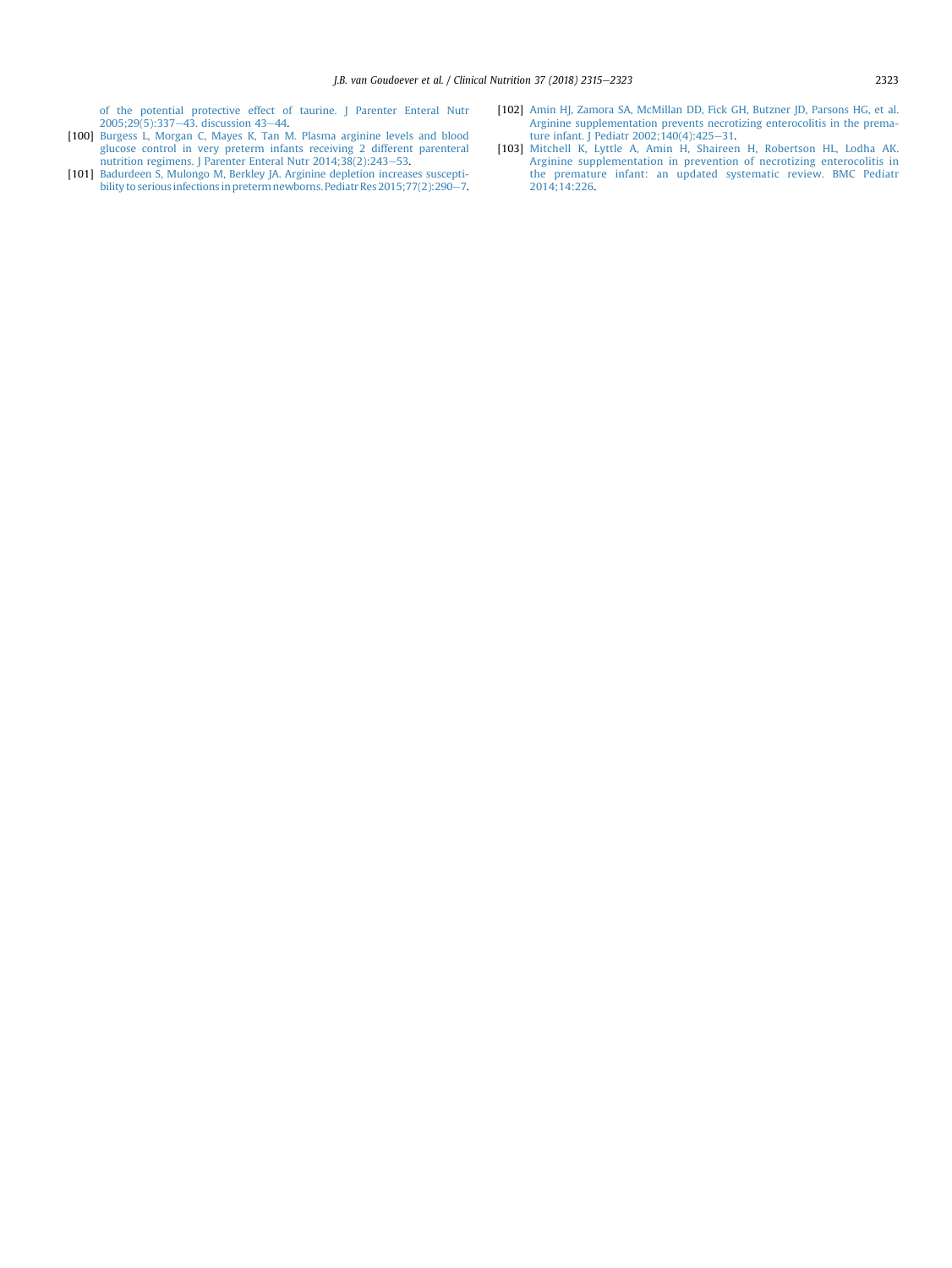of the potential protective effect of taurine. J Parenter Enteral Nutr 2005;29(5):337–43. discussion 43–44.

[100] Burgess L, Morgan C, Mayes K, Tan M. Plasma arginine levels and blood glucose control in very preterm infants receiving 2 different parenteral nutrition regimens. J Parenter Enteral Nutr 2014;38(2):243–53.

[101] Badurdeen S, Mulongo M, Berkley JA. Arginine depletion increases susceptibility to serious infections in preterm newborns. Pediatr Res 2015;77(2):290–7.

[102] Amin HJ, Zamora SA, McMillan DD, Fick GH, Butzner JD, Parsons HG, et al. Arginine supplementation prevents necrotizing enterocolitis in the premature infant. J Pediatr 2002;140(4):425–31.

[103] Mitchell K, Lyttle A, Amin H, Shaireen H, Robertson HL, Lodha AK. Arginine supplementation in prevention of necrotizing enterocolitis in the premature infant: an updated systematic review. BMC Pediatr 2014;14:226.